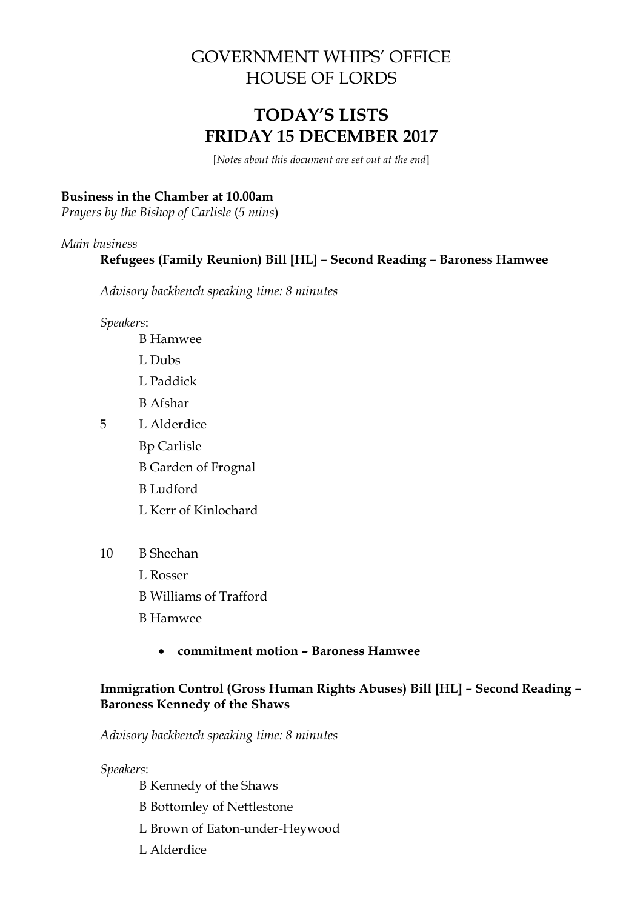# GOVERNMENT WHIPS' OFFICE
# HOUSE OF LORDS

## TODAY'S LISTS
## FRIDAY 15 DECEMBER 2017

[*Notes about this document are set out at the end*]

**Business in the Chamber at 10.00am**
*Prayers by the Bishop of Carlisle* (*5 mins*)

*Main business*

**Refugees (Family Reunion) Bill [HL] – Second Reading – Baroness Hamwee**

*Advisory backbench speaking time: 8 minutes*

*Speakers*:

B Hamwee
L Dubs
L Paddick
B Afshar
5 L Alderdice
Bp Carlisle
B Garden of Frognal
B Ludford
L Kerr of Kinlochard

10 B Sheehan
L Rosser
B Williams of Trafford
B Hamwee

- **commitment motion – Baroness Hamwee**

**Immigration Control (Gross Human Rights Abuses) Bill [HL] – Second Reading – Baroness Kennedy of the Shaws**

*Advisory backbench speaking time: 8 minutes*

*Speakers*:

B Kennedy of the Shaws
B Bottomley of Nettlestone
L Brown of Eaton-under-Heywood
L Alderdice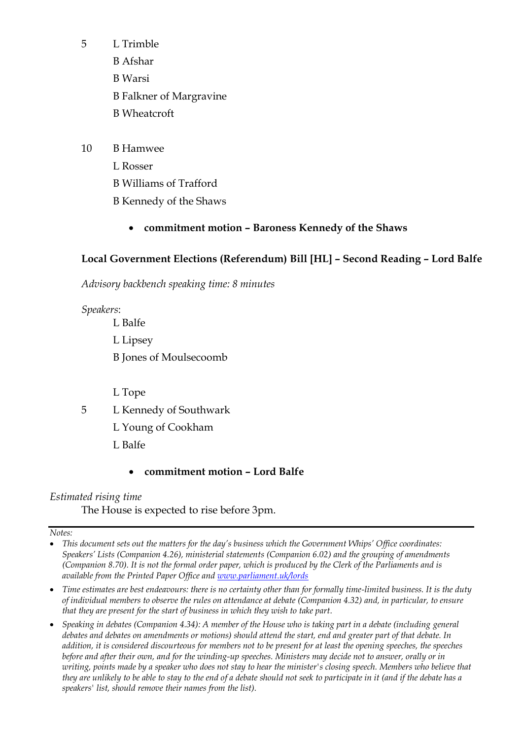5 L Trimble
B Afshar
B Warsi
B Falkner of Margravine
B Wheatcroft

10 B Hamwee
L Rosser
B Williams of Trafford
B Kennedy of the Shaws

- **commitment motion – Baroness Kennedy of the Shaws**

**Local Government Elections (Referendum) Bill [HL] – Second Reading – Lord Balfe**

*Advisory backbench speaking time: 8 minutes*

*Speakers*:

L Balfe
L Lipsey
B Jones of Moulsecoomb

L Tope
5 L Kennedy of Southwark
L Young of Cookham
L Balfe

- **commitment motion – Lord Balfe**

*Estimated rising time*

The House is expected to rise before 3pm.

---

*Notes:*

- *This document sets out the matters for the day's business which the Government Whips' Office coordinates: Speakers' Lists (Companion 4.26), ministerial statements (Companion 6.02) and the grouping of amendments (Companion 8.70). It is not the formal order paper, which is produced by the Clerk of the Parliaments and is available from the Printed Paper Office and www.parliament.uk/lords*
- *Time estimates are best endeavours: there is no certainty other than for formally time-limited business. It is the duty of individual members to observe the rules on attendance at debate (Companion 4.32) and, in particular, to ensure that they are present for the start of business in which they wish to take part.*
- *Speaking in debates (Companion 4.34): A member of the House who is taking part in a debate (including general debates and debates on amendments or motions) should attend the start, end and greater part of that debate. In addition, it is considered discourteous for members not to be present for at least the opening speeches, the speeches before and after their own, and for the winding-up speeches. Ministers may decide not to answer, orally or in writing, points made by a speaker who does not stay to hear the minister's closing speech. Members who believe that they are unlikely to be able to stay to the end of a debate should not seek to participate in it (and if the debate has a speakers' list, should remove their names from the list).*